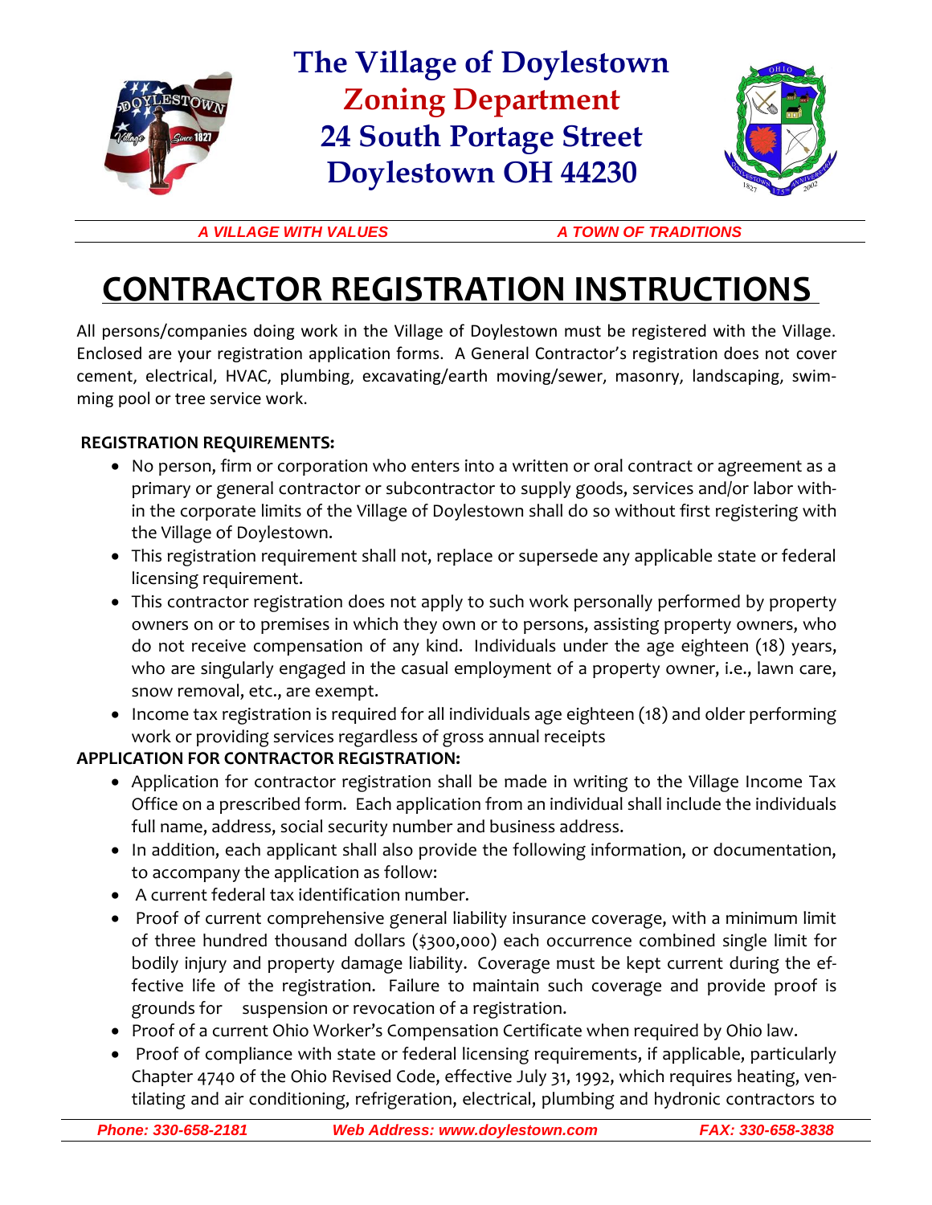# The Village of Doylestown
## Zoning Department
## 24 South Portage Street
## Doylestown OH 44230

*A VILLAGE WITH VALUES* *A TOWN OF TRADITIONS*

# CONTRACTOR REGISTRATION INSTRUCTIONS

All persons/companies doing work in the Village of Doylestown must be registered with the Village. Enclosed are your registration application forms. A General Contractor's registration does not cover cement, electrical, HVAC, plumbing, excavating/earth moving/sewer, masonry, landscaping, swimming pool or tree service work.

**REGISTRATION REQUIREMENTS:**

- No person, firm or corporation who enters into a written or oral contract or agreement as a primary or general contractor or subcontractor to supply goods, services and/or labor within the corporate limits of the Village of Doylestown shall do so without first registering with the Village of Doylestown.
- This registration requirement shall not, replace or supersede any applicable state or federal licensing requirement.
- This contractor registration does not apply to such work personally performed by property owners on or to premises in which they own or to persons, assisting property owners, who do not receive compensation of any kind. Individuals under the age eighteen (18) years, who are singularly engaged in the casual employment of a property owner, i.e., lawn care, snow removal, etc., are exempt.
- Income tax registration is required for all individuals age eighteen (18) and older performing work or providing services regardless of gross annual receipts

**APPLICATION FOR CONTRACTOR REGISTRATION:**

- Application for contractor registration shall be made in writing to the Village Income Tax Office on a prescribed form. Each application from an individual shall include the individuals full name, address, social security number and business address.
- In addition, each applicant shall also provide the following information, or documentation, to accompany the application as follow:
- A current federal tax identification number.
- Proof of current comprehensive general liability insurance coverage, with a minimum limit of three hundred thousand dollars ($300,000) each occurrence combined single limit for bodily injury and property damage liability. Coverage must be kept current during the effective life of the registration. Failure to maintain such coverage and provide proof is grounds for suspension or revocation of a registration.
- Proof of a current Ohio Worker's Compensation Certificate when required by Ohio law.
- Proof of compliance with state or federal licensing requirements, if applicable, particularly Chapter 4740 of the Ohio Revised Code, effective July 31, 1992, which requires heating, ventilating and air conditioning, refrigeration, electrical, plumbing and hydronic contractors to

*Phone: 330-658-2181* *Web Address: www.doylestown.com* *FAX: 330-658-3838*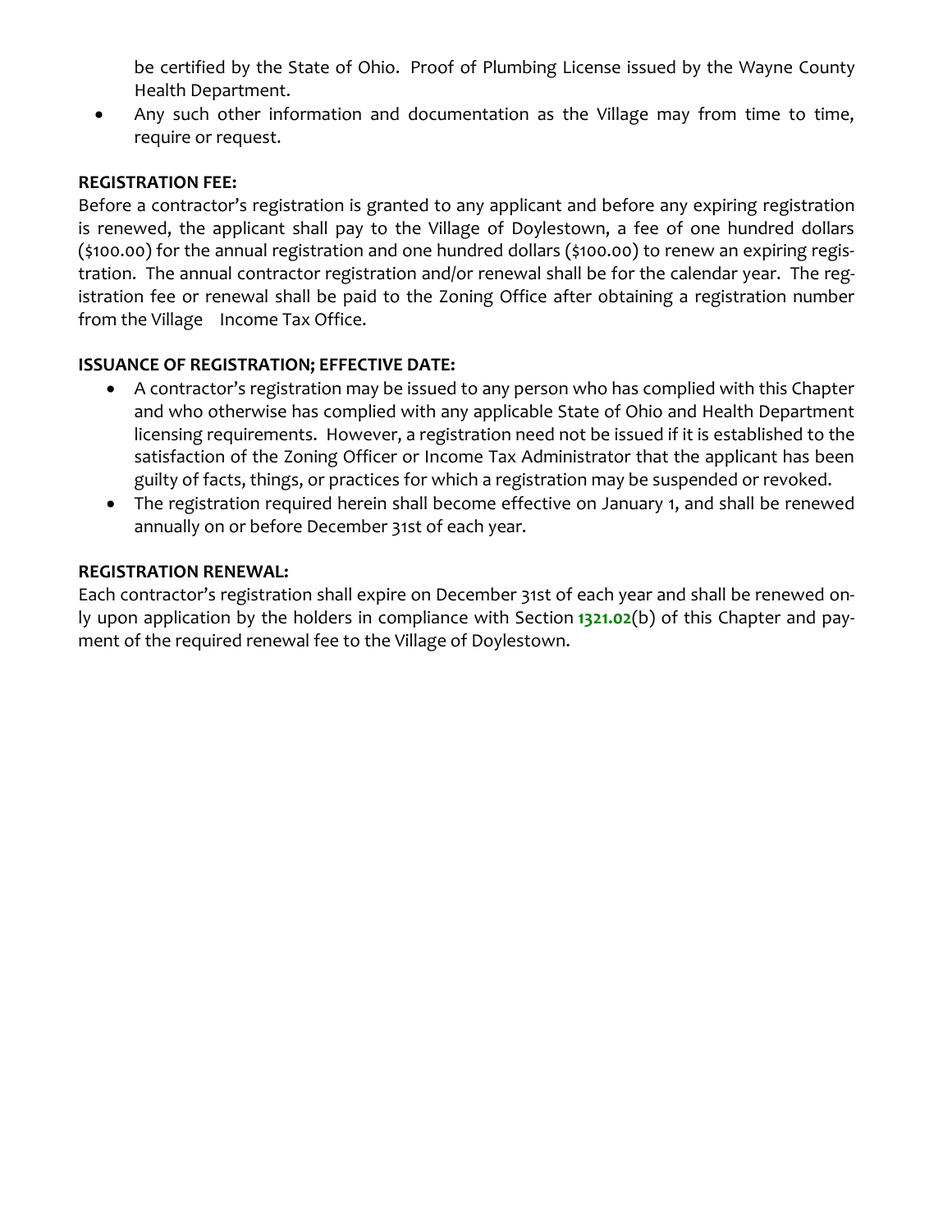be certified by the State of Ohio. Proof of Plumbing License issued by the Wayne County Health Department.

- Any such other information and documentation as the Village may from time to time, require or request.

**REGISTRATION FEE:**

Before a contractor's registration is granted to any applicant and before any expiring registration is renewed, the applicant shall pay to the Village of Doylestown, a fee of one hundred dollars ($100.00) for the annual registration and one hundred dollars ($100.00) to renew an expiring registration. The annual contractor registration and/or renewal shall be for the calendar year. The registration fee or renewal shall be paid to the Zoning Office after obtaining a registration number from the Village Income Tax Office.

**ISSUANCE OF REGISTRATION; EFFECTIVE DATE:**

- A contractor's registration may be issued to any person who has complied with this Chapter and who otherwise has complied with any applicable State of Ohio and Health Department licensing requirements. However, a registration need not be issued if it is established to the satisfaction of the Zoning Officer or Income Tax Administrator that the applicant has been guilty of facts, things, or practices for which a registration may be suspended or revoked.
- The registration required herein shall become effective on January 1, and shall be renewed annually on or before December 31st of each year.

**REGISTRATION RENEWAL:**

Each contractor's registration shall expire on December 31st of each year and shall be renewed only upon application by the holders in compliance with Section **1321.02**(b) of this Chapter and payment of the required renewal fee to the Village of Doylestown.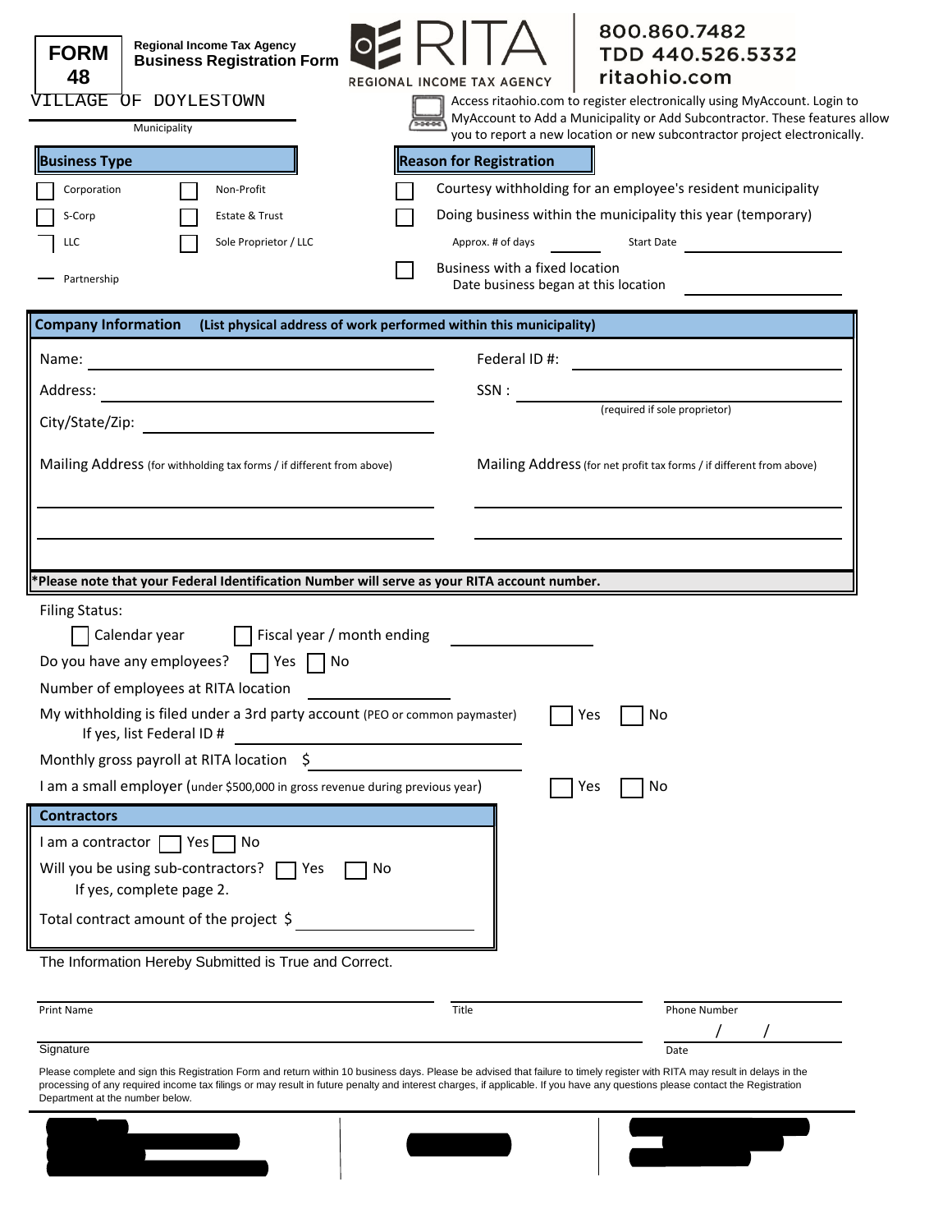# FORM 48

**Regional Income Tax Agency**
**Business Registration Form**

RITA — REGIONAL INCOME TAX AGENCY

800.860.7482
TDD 440.526.5332
ritaohio.com

VILLAGE OF DOYLESTOWN

Municipality

Access ritaohio.com to register electronically using MyAccount. Login to MyAccount to Add a Municipality or Add Subcontractor. These features allow you to report a new location or new subcontractor project electronically.

## Business Type

- ☐ Corporation
- ☐ Non-Profit
- ☐ S-Corp
- ☐ Estate & Trust
- ☐ LLC
- ☐ Sole Proprietor / LLC
- ☐ Partnership

## Reason for Registration

- ☐ Courtesy withholding for an employee's resident municipality
- ☐ Doing business within the municipality this year (temporary)
  Approx. # of days ________ Start Date ________________
- ☐ Business with a fixed location
  Date business began at this location ________________

## Company Information (List physical address of work performed within this municipality)

Name: ______________________________

Federal ID #: ______________________________

Address: ______________________________

SSN : ______________________________ (required if sole proprietor)

City/State/Zip: ______________________________

Mailing Address (for withholding tax forms / if different from above)

______________________________

______________________________

Mailing Address (for net profit tax forms / if different from above)

______________________________

______________________________

***Please note that your Federal Identification Number will serve as your RITA account number.**

Filing Status:

☐ Calendar year ☐ Fiscal year / month ending ________________

Do you have any employees? ☐ Yes ☐ No

Number of employees at RITA location ________________

My withholding is filed under a 3rd party account (PEO or common paymaster) ☐ Yes ☐ No

If yes, list Federal ID # ______________________________

Monthly gross payroll at RITA location $ ______________________________

I am a small employer (under $500,000 in gross revenue during previous year) ☐ Yes ☐ No

## Contractors

I am a contractor ☐ Yes ☐ No

Will you be using sub-contractors? ☐ Yes ☐ No

If yes, complete page 2.

Total contract amount of the project $ ______________________________

The Information Hereby Submitted is True and Correct.

| Print Name | Title | Phone Number |
|---|---|---|
| Signature | | Date / / |

Please complete and sign this Registration Form and return within 10 business days. Please be advised that failure to timely register with RITA may result in delays in the processing of any required income tax filings or may result in future penalty and interest charges, if applicable. If you have any questions please contact the Registration Department at the number below.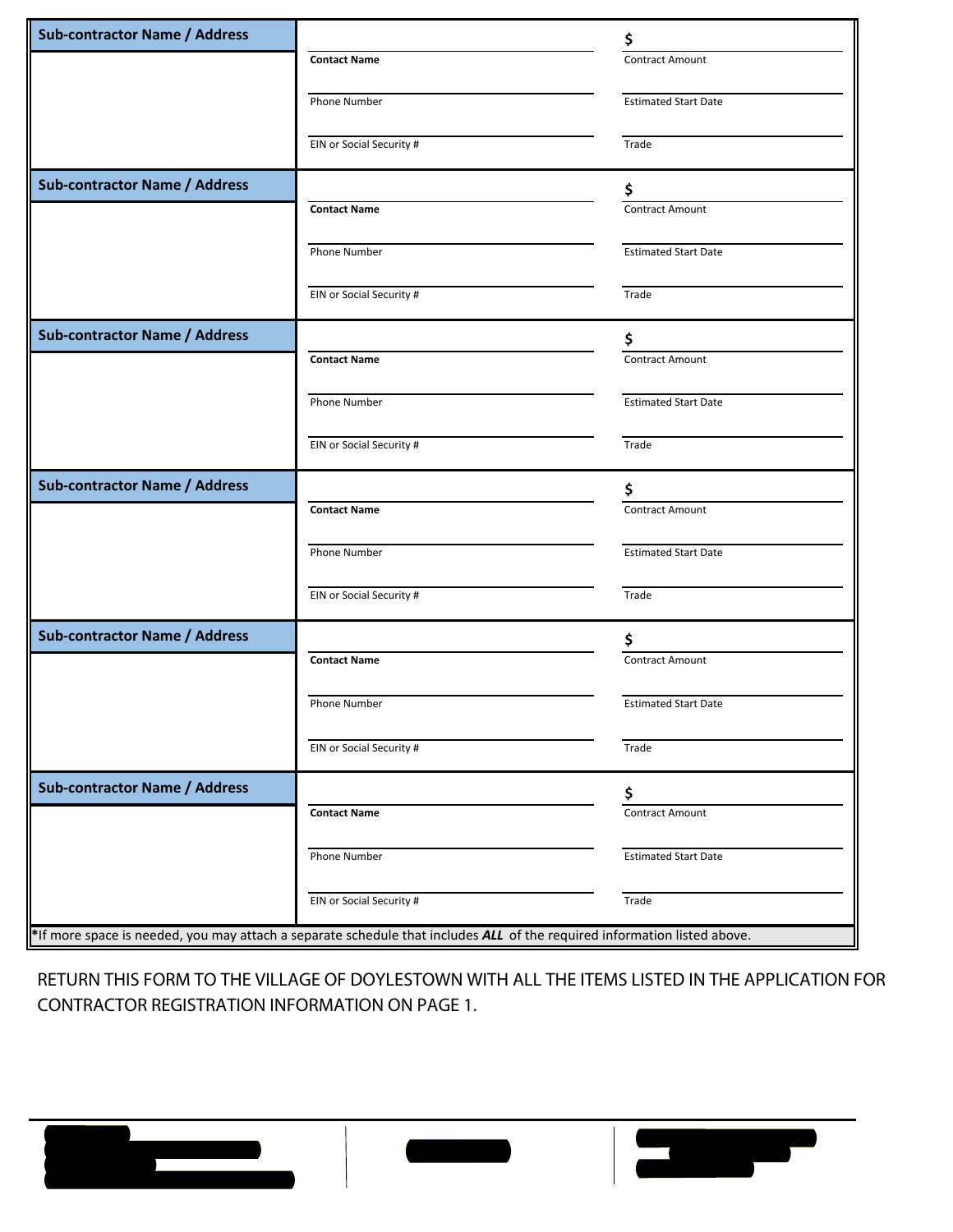| Sub-contractor Name / Address | | |
|---|---|---|
| | Contact Name | $ Contract Amount |
| | Phone Number | Estimated Start Date |
| | EIN or Social Security # | Trade |

| Sub-contractor Name / Address | | |
|---|---|---|
| | Contact Name | $ Contract Amount |
| | Phone Number | Estimated Start Date |
| | EIN or Social Security # | Trade |

| Sub-contractor Name / Address | | |
|---|---|---|
| | Contact Name | $ Contract Amount |
| | Phone Number | Estimated Start Date |
| | EIN or Social Security # | Trade |

| Sub-contractor Name / Address | | |
|---|---|---|
| | Contact Name | $ Contract Amount |
| | Phone Number | Estimated Start Date |
| | EIN or Social Security # | Trade |

| Sub-contractor Name / Address | | |
|---|---|---|
| | Contact Name | $ Contract Amount |
| | Phone Number | Estimated Start Date |
| | EIN or Social Security # | Trade |

| Sub-contractor Name / Address | | |
|---|---|---|
| | Contact Name | $ Contract Amount |
| | Phone Number | Estimated Start Date |
| | EIN or Social Security # | Trade |

*If more space is needed, you may attach a separate schedule that includes ***ALL*** of the required information listed above.

RETURN THIS FORM TO THE VILLAGE OF DOYLESTOWN WITH ALL THE ITEMS LISTED IN THE APPLICATION FOR CONTRACTOR REGISTRATION INFORMATION ON PAGE 1.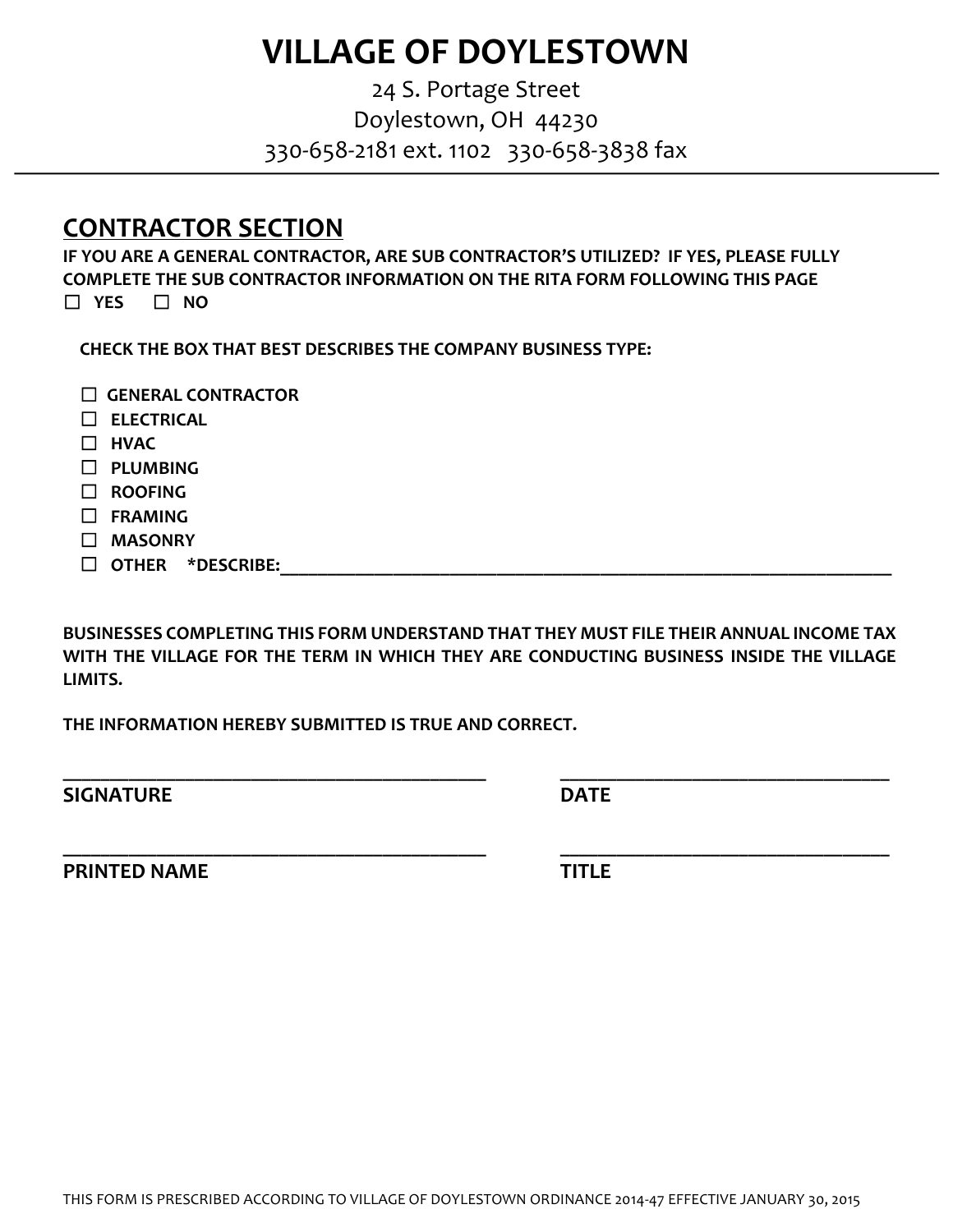# VILLAGE OF DOYLESTOWN

24 S. Portage Street
Doylestown, OH 44230
330-658-2181 ext. 1102 330-658-3838 fax

---

## CONTRACTOR SECTION

**IF YOU ARE A GENERAL CONTRACTOR, ARE SUB CONTRACTOR'S UTILIZED? IF YES, PLEASE FULLY COMPLETE THE SUB CONTRACTOR INFORMATION ON THE RITA FORM FOLLOWING THIS PAGE**

☐ **YES** ☐ **NO**

**CHECK THE BOX THAT BEST DESCRIBES THE COMPANY BUSINESS TYPE:**

☐ **GENERAL CONTRACTOR**
☐ **ELECTRICAL**
☐ **HVAC**
☐ **PLUMBING**
☐ **ROOFING**
☐ **FRAMING**
☐ **MASONRY**
☐ **OTHER *DESCRIBE:**\_\_\_\_\_\_\_\_\_\_\_\_\_\_\_\_\_\_\_\_\_\_\_\_\_\_\_\_\_\_\_\_\_\_\_\_\_\_\_\_\_\_\_\_\_\_\_\_

**BUSINESSES COMPLETING THIS FORM UNDERSTAND THAT THEY MUST FILE THEIR ANNUAL INCOME TAX WITH THE VILLAGE FOR THE TERM IN WHICH THEY ARE CONDUCTING BUSINESS INSIDE THE VILLAGE LIMITS.**

**THE INFORMATION HEREBY SUBMITTED IS TRUE AND CORRECT.**

\_\_\_\_\_\_\_\_\_\_\_\_\_\_\_\_\_\_\_\_\_\_\_\_\_\_\_\_\_\_\_\_\_\_\_\_ \_\_\_\_\_\_\_\_\_\_\_\_\_\_\_\_\_\_\_\_\_\_\_\_\_\_\_\_
**SIGNATURE** **DATE**

\_\_\_\_\_\_\_\_\_\_\_\_\_\_\_\_\_\_\_\_\_\_\_\_\_\_\_\_\_\_\_\_\_\_\_\_ \_\_\_\_\_\_\_\_\_\_\_\_\_\_\_\_\_\_\_\_\_\_\_\_\_\_\_\_
**PRINTED NAME** **TITLE**

THIS FORM IS PRESCRIBED ACCORDING TO VILLAGE OF DOYLESTOWN ORDINANCE 2014-47 EFFECTIVE JANUARY 30, 2015